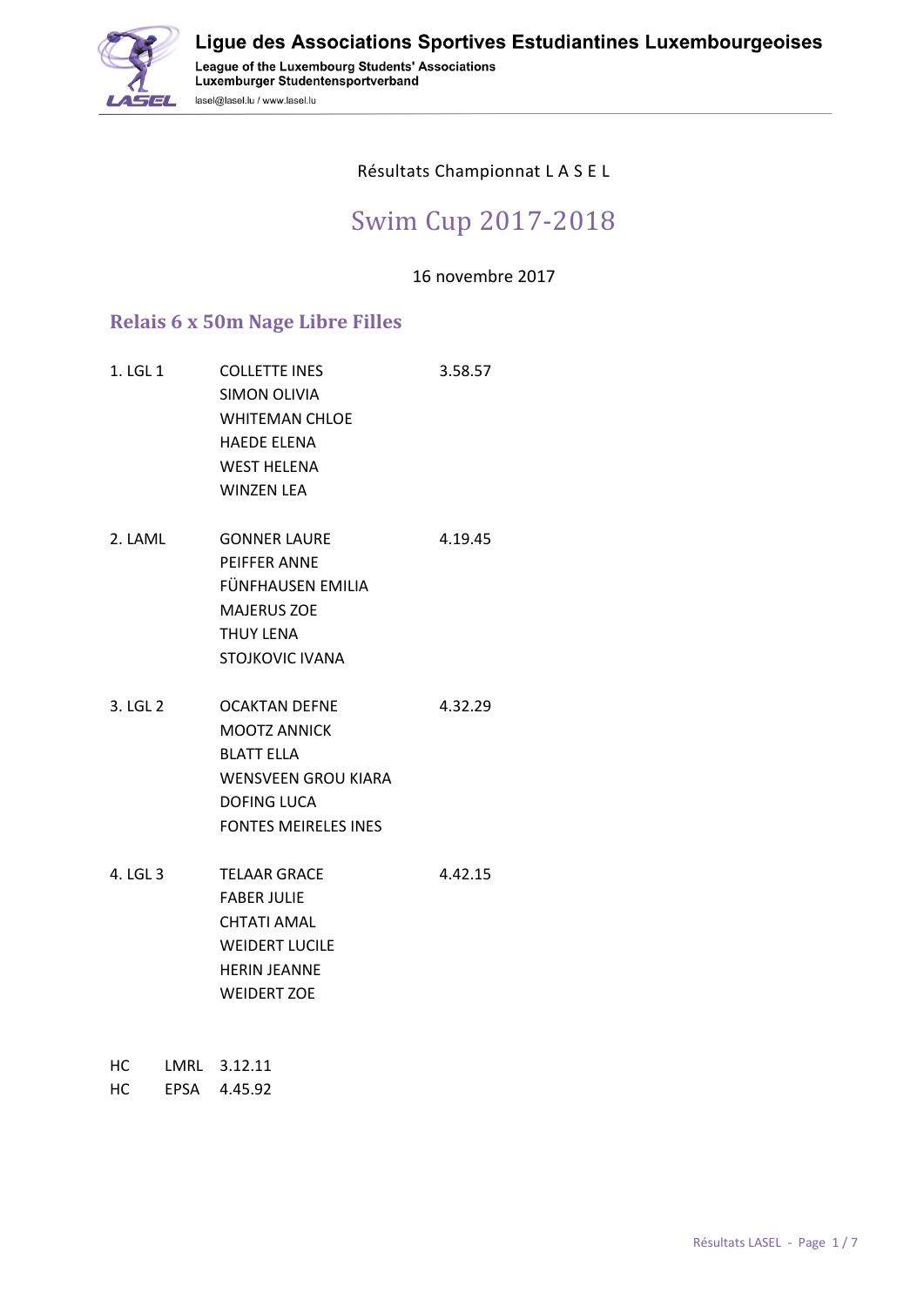# Ligue des Associations Sportives Estudiantines Luxembourgeoises

League of the Luxembourg Students' Associations
Luxemburger Studentensportverband
lasel@lasel.lu / www.lasel.lu

Résultats Championnat L A S E L

## Swim Cup 2017-2018

16 novembre 2017

### Relais 6 x 50m Nage Libre Filles

| Place | Nom | Temps |
|---|---|---|
| 1. LGL 1 | COLLETTE INES<br>SIMON OLIVIA<br>WHITEMAN CHLOE<br>HAEDE ELENA<br>WEST HELENA<br>WINZEN LEA | 3.58.57 |
| 2. LAML | GONNER LAURE<br>PEIFFER ANNE<br>FÜNFHAUSEN EMILIA<br>MAJERUS ZOE<br>THUY LENA<br>STOJKOVIC IVANA | 4.19.45 |
| 3. LGL 2 | OCAKTAN DEFNE<br>MOOTZ ANNICK<br>BLATT ELLA<br>WENSVEEN GROU KIARA<br>DOFING LUCA<br>FONTES MEIRELES INES | 4.32.29 |
| 4. LGL 3 | TELAAR GRACE<br>FABER JULIE<br>CHTATI AMAL<br>WEIDERT LUCILE<br>HERIN JEANNE<br>WEIDERT ZOE | 4.42.15 |

| | | |
|---|---|---|
| HC | LMRL | 3.12.11 |
| HC | EPSA | 4.45.92 |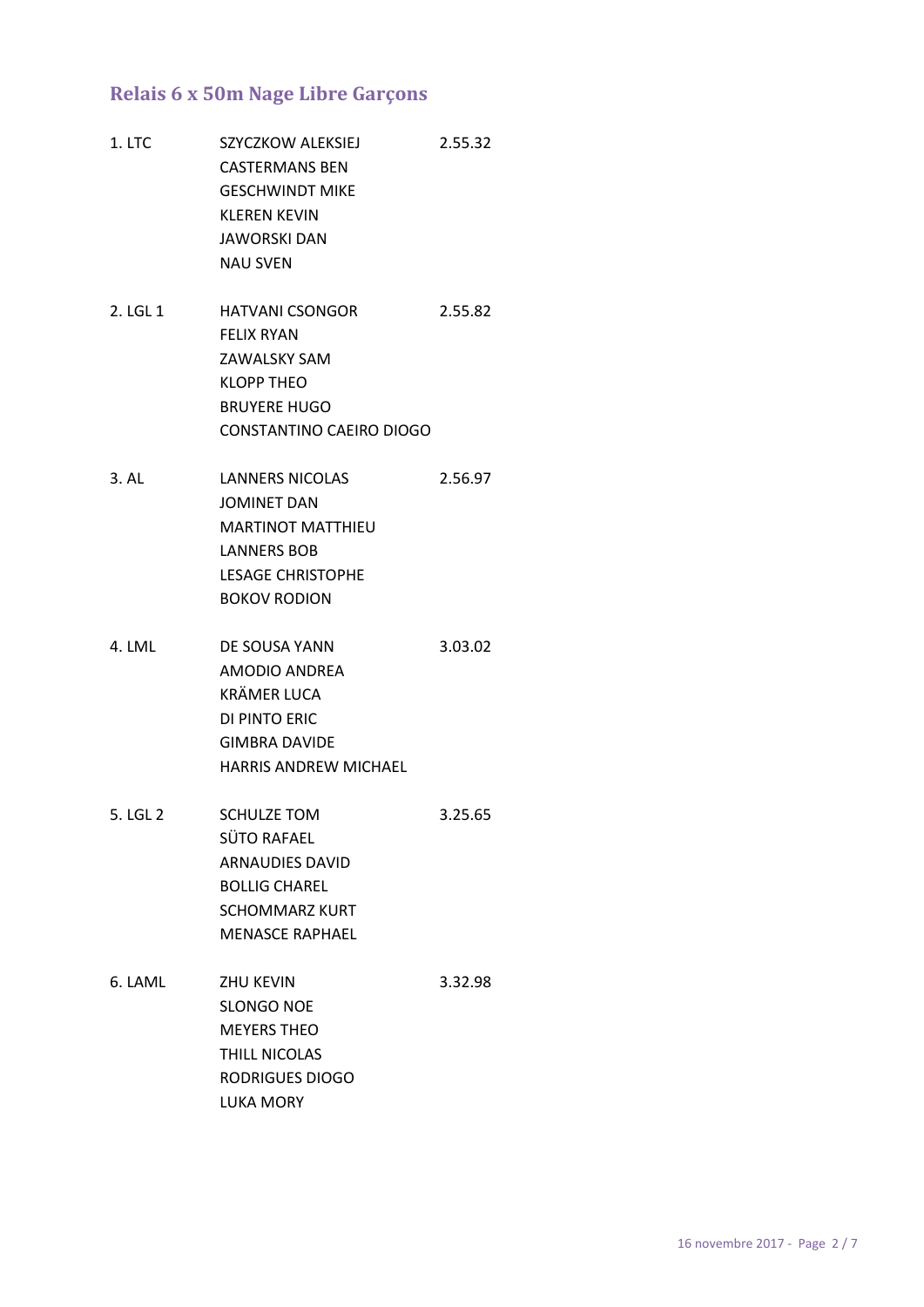## Relais 6 x 50m Nage Libre Garçons

| Rang | Nageurs | Temps |
|---|---|---|
| 1. LTC | SZYCZKOW ALEKSIEJ<br>CASTERMANS BEN<br>GESCHWINDT MIKE<br>KLEREN KEVIN<br>JAWORSKI DAN<br>NAU SVEN | 2.55.32 |
| 2. LGL 1 | HATVANI CSONGOR<br>FELIX RYAN<br>ZAWALSKY SAM<br>KLOPP THEO<br>BRUYERE HUGO<br>CONSTANTINO CAEIRO DIOGO | 2.55.82 |
| 3. AL | LANNERS NICOLAS<br>JOMINET DAN<br>MARTINOT MATTHIEU<br>LANNERS BOB<br>LESAGE CHRISTOPHE<br>BOKOV RODION | 2.56.97 |
| 4. LML | DE SOUSA YANN<br>AMODIO ANDREA<br>KRÄMER LUCA<br>DI PINTO ERIC<br>GIMBRA DAVIDE<br>HARRIS ANDREW MICHAEL | 3.03.02 |
| 5. LGL 2 | SCHULZE TOM<br>SÜTO RAFAEL<br>ARNAUDIES DAVID<br>BOLLIG CHAREL<br>SCHOMMARZ KURT<br>MENASCE RAPHAEL | 3.25.65 |
| 6. LAML | ZHU KEVIN<br>SLONGO NOE<br>MEYERS THEO<br>THILL NICOLAS<br>RODRIGUES DIOGO<br>LUKA MORY | 3.32.98 |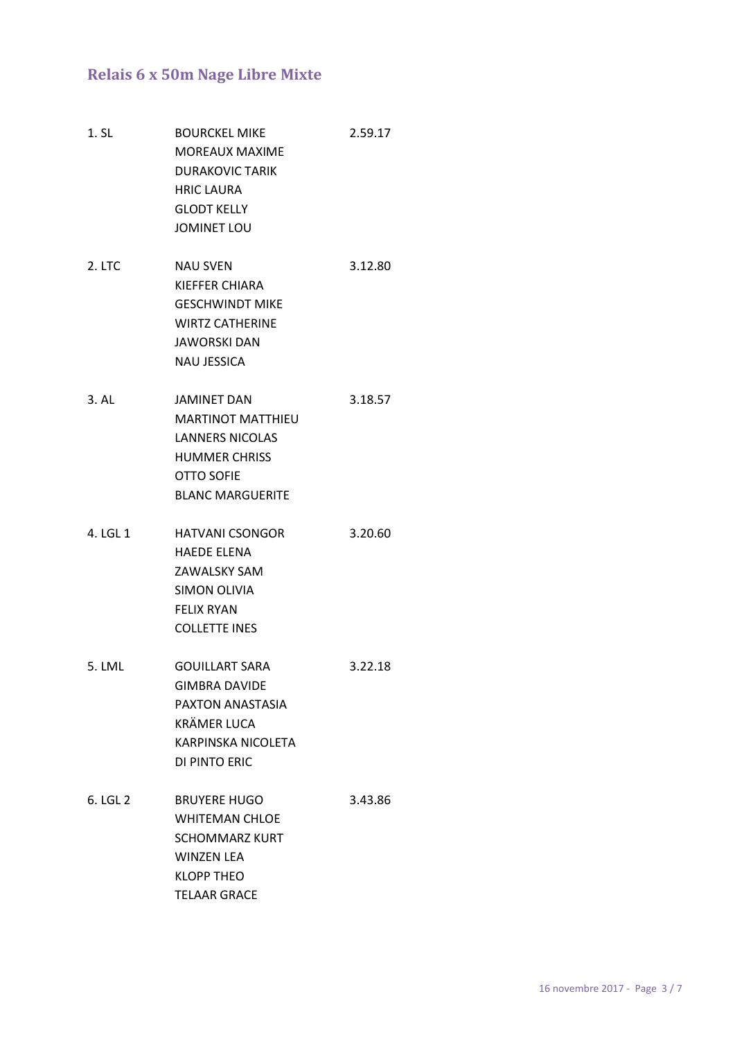## Relais 6 x 50m Nage Libre Mixte

| Rang | Nageurs | Temps |
|---|---|---|
| 1. SL | BOURCKEL MIKE<br>MOREAUX MAXIME<br>DURAKOVIC TARIK<br>HRIC LAURA<br>GLODT KELLY<br>JOMINET LOU | 2.59.17 |
| 2. LTC | NAU SVEN<br>KIEFFER CHIARA<br>GESCHWINDT MIKE<br>WIRTZ CATHERINE<br>JAWORSKI DAN<br>NAU JESSICA | 3.12.80 |
| 3. AL | JAMINET DAN<br>MARTINOT MATTHIEU<br>LANNERS NICOLAS<br>HUMMER CHRISS<br>OTTO SOFIE<br>BLANC MARGUERITE | 3.18.57 |
| 4. LGL 1 | HATVANI CSONGOR<br>HAEDE ELENA<br>ZAWALSKY SAM<br>SIMON OLIVIA<br>FELIX RYAN<br>COLLETTE INES | 3.20.60 |
| 5. LML | GOUILLART SARA<br>GIMBRA DAVIDE<br>PAXTON ANASTASIA<br>KRÄMER LUCA<br>KARPINSKA NICOLETA<br>DI PINTO ERIC | 3.22.18 |
| 6. LGL 2 | BRUYERE HUGO<br>WHITEMAN CHLOE<br>SCHOMMARZ KURT<br>WINZEN LEA<br>KLOPP THEO<br>TELAAR GRACE | 3.43.86 |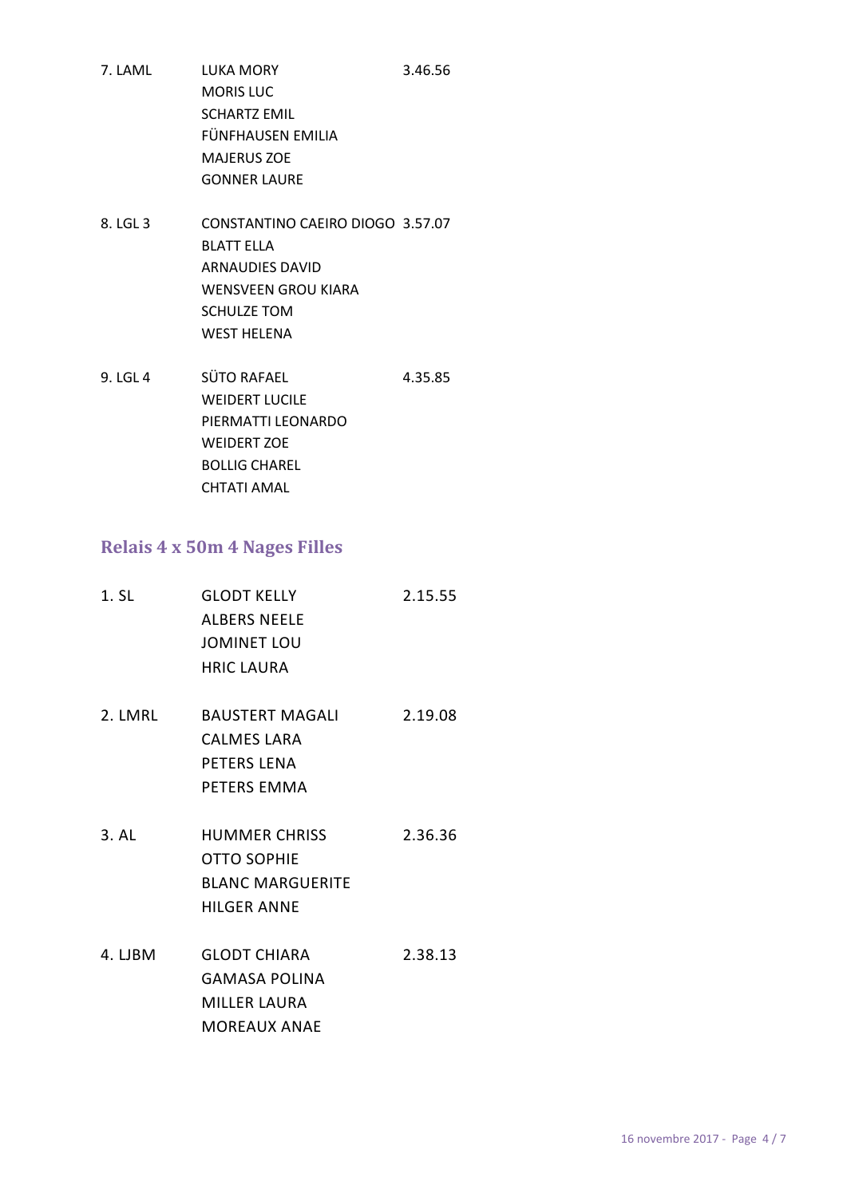7. LAML LUKA MORY 3.46.56
MORIS LUC
SCHARTZ EMIL
FÜNFHAUSEN EMILIA
MAJERUS ZOE
GONNER LAURE

8. LGL 3 CONSTANTINO CAEIRO DIOGO 3.57.07
BLATT ELLA
ARNAUDIES DAVID
WENSVEEN GROU KIARA
SCHULZE TOM
WEST HELENA

9. LGL 4 SÜTO RAFAEL 4.35.85
WEIDERT LUCILE
PIERMATTI LEONARDO
WEIDERT ZOE
BOLLIG CHAREL
CHTATI AMAL

## Relais 4 x 50m 4 Nages Filles

1. SL GLODT KELLY 2.15.55
ALBERS NEELE
JOMINET LOU
HRIC LAURA

2. LMRL BAUSTERT MAGALI 2.19.08
CALMES LARA
PETERS LENA
PETERS EMMA

3. AL HUMMER CHRISS 2.36.36
OTTO SOPHIE
BLANC MARGUERITE
HILGER ANNE

4. LJBM GLODT CHIARA 2.38.13
GAMASA POLINA
MILLER LAURA
MOREAUX ANAE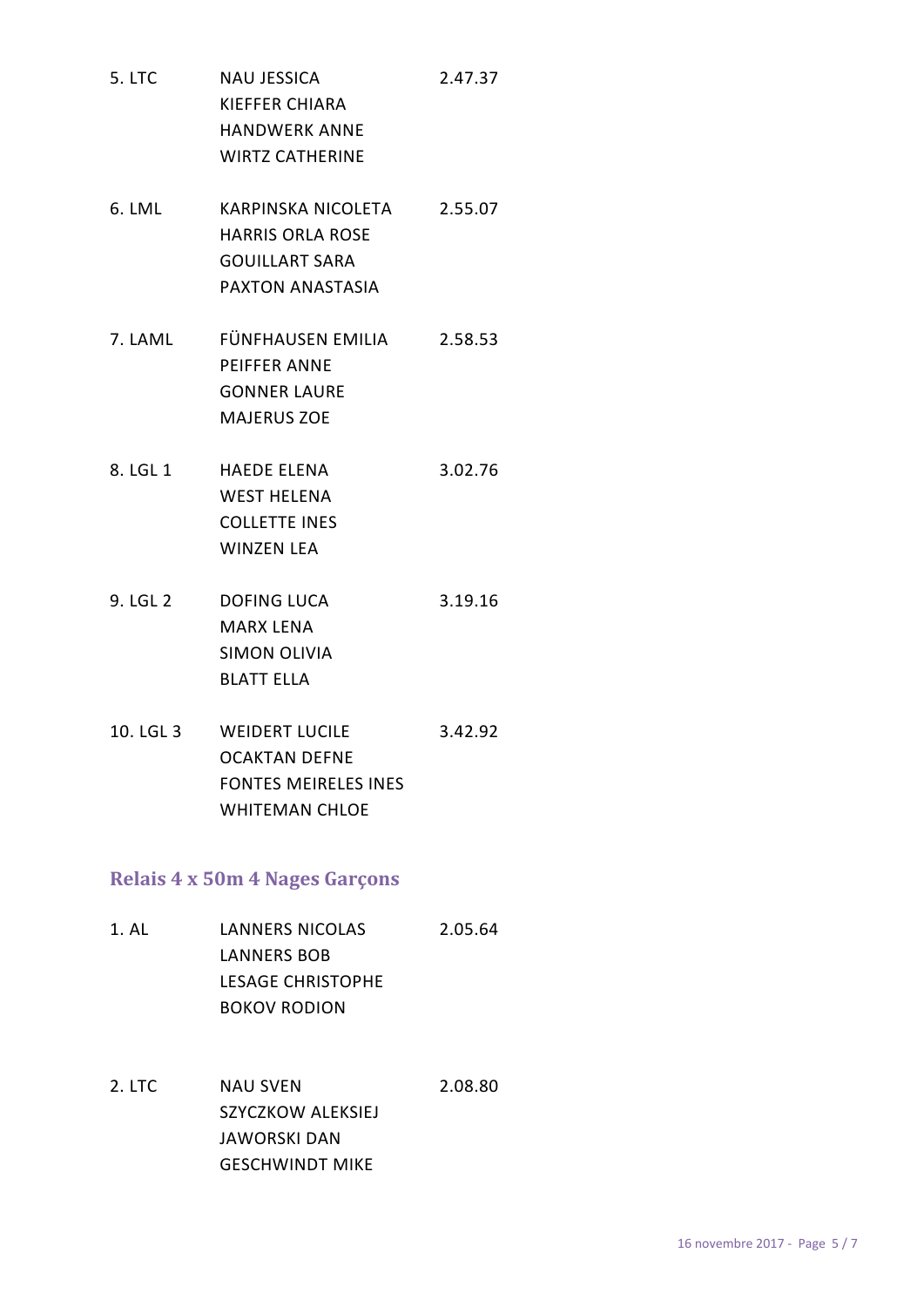| Rang | Nom | Temps |
|---|---|---|
| 5. LTC | NAU JESSICA<br>KIEFFER CHIARA<br>HANDWERK ANNE<br>WIRTZ CATHERINE | 2.47.37 |
| 6. LML | KARPINSKA NICOLETA<br>HARRIS ORLA ROSE<br>GOUILLART SARA<br>PAXTON ANASTASIA | 2.55.07 |
| 7. LAML | FÜNFHAUSEN EMILIA<br>PEIFFER ANNE<br>GONNER LAURE<br>MAJERUS ZOE | 2.58.53 |
| 8. LGL 1 | HAEDE ELENA<br>WEST HELENA<br>COLLETTE INES<br>WINZEN LEA | 3.02.76 |
| 9. LGL 2 | DOFING LUCA<br>MARX LENA<br>SIMON OLIVIA<br>BLATT ELLA | 3.19.16 |
| 10. LGL 3 | WEIDERT LUCILE<br>OCAKTAN DEFNE<br>FONTES MEIRELES INES<br>WHITEMAN CHLOE | 3.42.92 |

## Relais 4 x 50m 4 Nages Garçons

| Rang | Nom | Temps |
|---|---|---|
| 1. AL | LANNERS NICOLAS<br>LANNERS BOB<br>LESAGE CHRISTOPHE<br>BOKOV RODION | 2.05.64 |
| 2. LTC | NAU SVEN<br>SZYCZKOW ALEKSIEJ<br>JAWORSKI DAN<br>GESCHWINDT MIKE | 2.08.80 |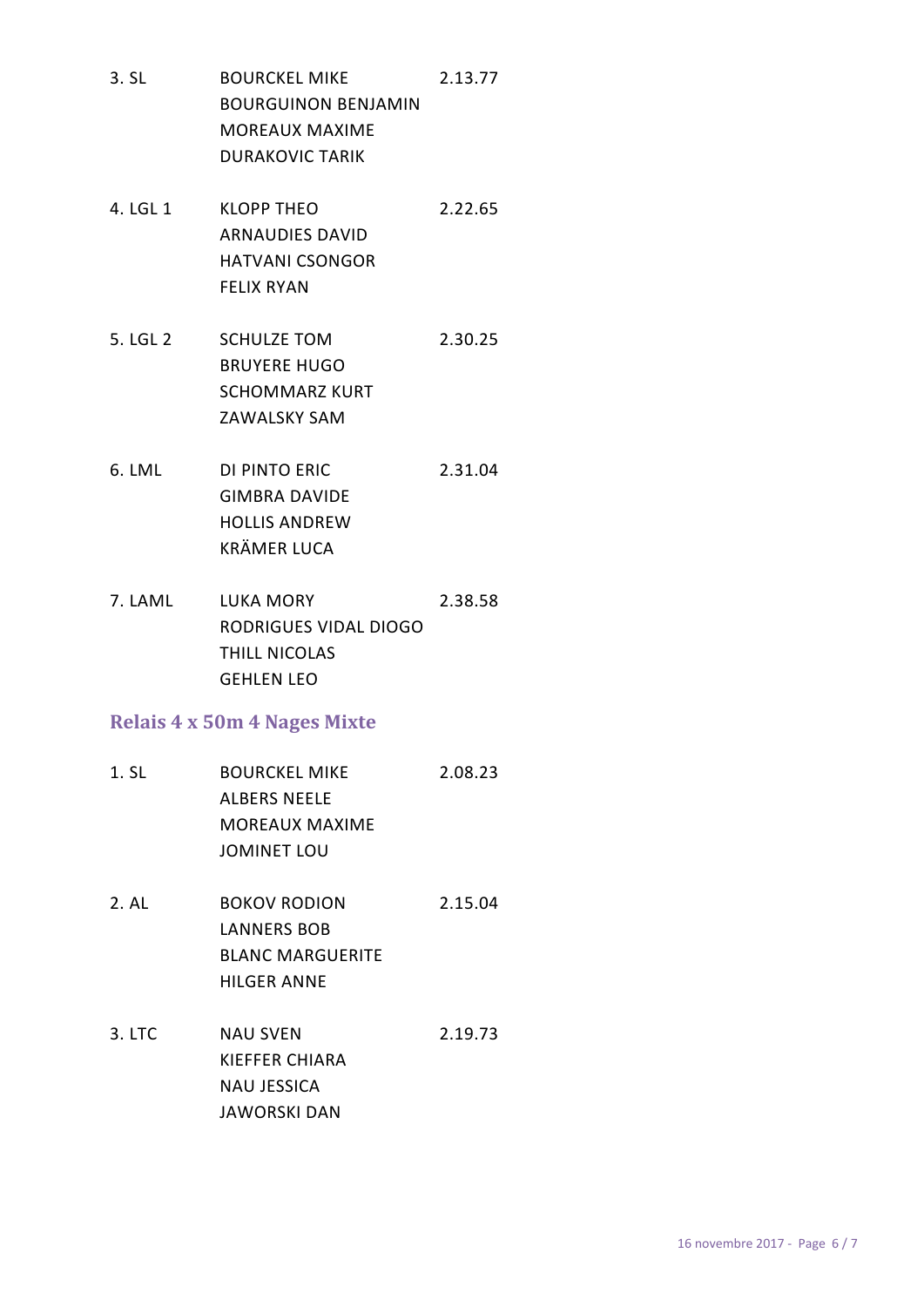3. SL BOURCKEL MIKE 2.13.77
BOURGUINON BENJAMIN
MOREAUX MAXIME
DURAKOVIC TARIK

4. LGL 1 KLOPP THEO 2.22.65
ARNAUDIES DAVID
HATVANI CSONGOR
FELIX RYAN

5. LGL 2 SCHULZE TOM 2.30.25
BRUYERE HUGO
SCHOMMARZ KURT
ZAWALSKY SAM

6. LML DI PINTO ERIC 2.31.04
GIMBRA DAVIDE
HOLLIS ANDREW
KRÄMER LUCA

7. LAML LUKA MORY 2.38.58
RODRIGUES VIDAL DIOGO
THILL NICOLAS
GEHLEN LEO

## Relais 4 x 50m 4 Nages Mixte

1. SL BOURCKEL MIKE 2.08.23
ALBERS NEELE
MOREAUX MAXIME
JOMINET LOU

2. AL BOKOV RODION 2.15.04
LANNERS BOB
BLANC MARGUERITE
HILGER ANNE

3. LTC NAU SVEN 2.19.73
KIEFFER CHIARA
NAU JESSICA
JAWORSKI DAN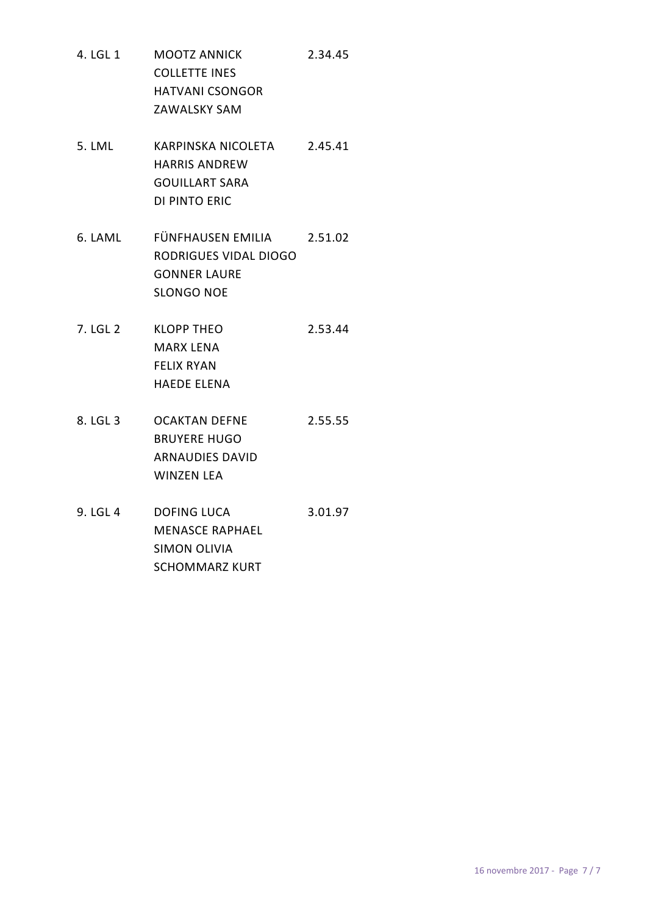| | | |
|---|---|---|
| 4. LGL 1 | MOOTZ ANNICK | 2.34.45 |
| | COLLETTE INES | |
| | HATVANI CSONGOR | |
| | ZAWALSKY SAM | |
| 5. LML | KARPINSKA NICOLETA | 2.45.41 |
| | HARRIS ANDREW | |
| | GOUILLART SARA | |
| | DI PINTO ERIC | |
| 6. LAML | FÜNFHAUSEN EMILIA | 2.51.02 |
| | RODRIGUES VIDAL DIOGO | |
| | GONNER LAURE | |
| | SLONGO NOE | |
| 7. LGL 2 | KLOPP THEO | 2.53.44 |
| | MARX LENA | |
| | FELIX RYAN | |
| | HAEDE ELENA | |
| 8. LGL 3 | OCAKTAN DEFNE | 2.55.55 |
| | BRUYERE HUGO | |
| | ARNAUDIES DAVID | |
| | WINZEN LEA | |
| 9. LGL 4 | DOFING LUCA | 3.01.97 |
| | MENASCE RAPHAEL | |
| | SIMON OLIVIA | |
| | SCHOMMARZ KURT | |